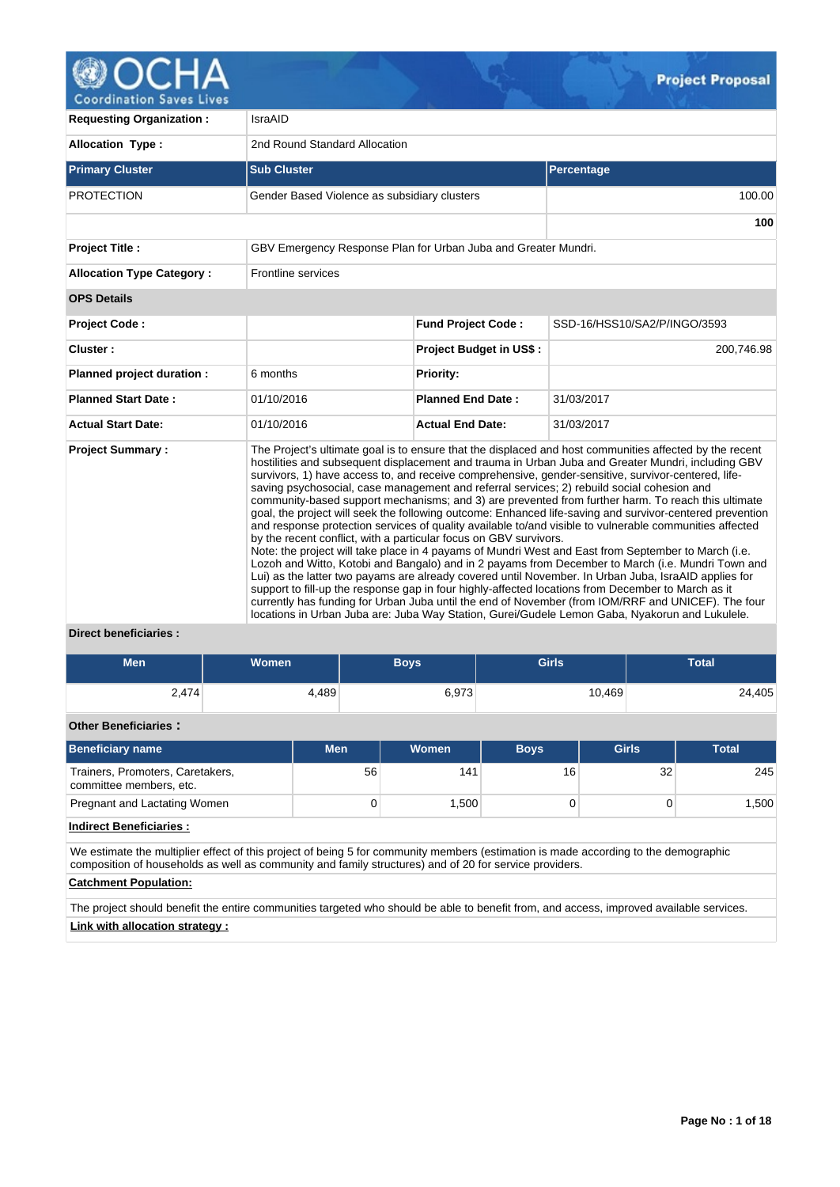# Project Proposal

| | | | |
|---|---|---|---|
| **Requesting Organization :** | IsraAID | | |
| **Allocation Type :** | 2nd Round Standard Allocation | | |

| **Primary Cluster** | **Sub Cluster** | **Percentage** |
|---|---|---|
| PROTECTION | Gender Based Violence as subsidiary clusters | 100.00 |
| | | **100** |

| | |
|---|---|
| **Project Title :** | GBV Emergency Response Plan for Urban Juba and Greater Mundri. |
| **Allocation Type Category :** | Frontline services |

**OPS Details**

| | | | |
|---|---|---|---|
| **Project Code :** | | **Fund Project Code :** | SSD-16/HSS10/SA2/P/INGO/3593 |
| **Cluster :** | | **Project Budget in US$ :** | 200,746.98 |
| **Planned project duration :** | 6 months | **Priority:** | |
| **Planned Start Date :** | 01/10/2016 | **Planned End Date :** | 31/03/2017 |
| **Actual Start Date:** | 01/10/2016 | **Actual End Date:** | 31/03/2017 |

**Project Summary :**

The Project's ultimate goal is to ensure that the displaced and host communities affected by the recent hostilities and subsequent displacement and trauma in Urban Juba and Greater Mundri, including GBV survivors, 1) have access to, and receive comprehensive, gender-sensitive, survivor-centered, life-saving psychosocial, case management and referral services; 2) rebuild social cohesion and community-based support mechanisms; and 3) are prevented from further harm. To reach this ultimate goal, the project will seek the following outcome: Enhanced life-saving and survivor-centered prevention and response protection services of quality available to/and visible to vulnerable communities affected by the recent conflict, with a particular focus on GBV survivors.
Note: the project will take place in 4 payams of Mundri West and East from September to March (i.e. Lozoh and Witto, Kotobi and Bangalo) and in 2 payams from December to March (i.e. Mundri Town and Lui) as the latter two payams are already covered until November. In Urban Juba, IsraAID applies for support to fill-up the response gap in four highly-affected locations from December to March as it currently has funding for Urban Juba until the end of November (from IOM/RRF and UNICEF). The four locations in Urban Juba are: Juba Way Station, Gurei/Gudele Lemon Gaba, Nyakorun and Lukulele.

**Direct beneficiaries :**

| Men | Women | Boys | Girls | Total |
|---|---|---|---|---|
| 2,474 | 4,489 | 6,973 | 10,469 | 24,405 |

**Other Beneficiaries :**

| Beneficiary name | Men | Women | Boys | Girls | Total |
|---|---|---|---|---|---|
| Trainers, Promoters, Caretakers, committee members, etc. | 56 | 141 | 16 | 32 | 245 |
| Pregnant and Lactating Women | 0 | 1,500 | 0 | 0 | 1,500 |

**Indirect Beneficiaries :**

We estimate the multiplier effect of this project of being 5 for community members (estimation is made according to the demographic composition of households as well as community and family structures) and of 20 for service providers.

**Catchment Population:**

The project should benefit the entire communities targeted who should be able to benefit from, and access, improved available services.

**Link with allocation strategy :**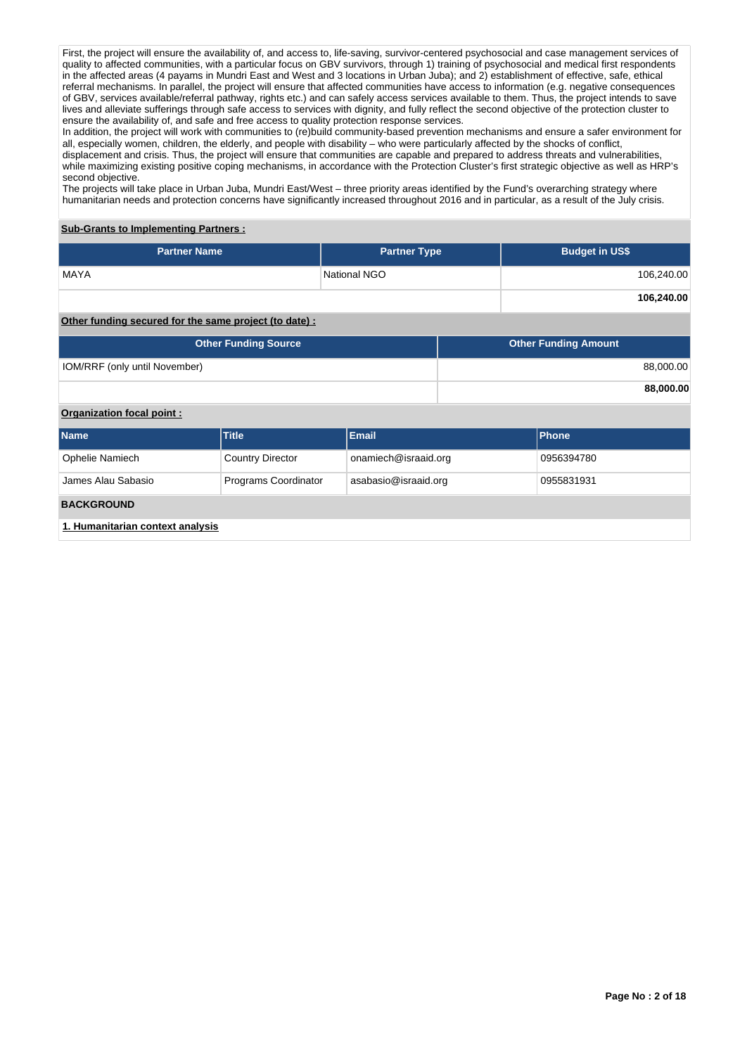First, the project will ensure the availability of, and access to, life-saving, survivor-centered psychosocial and case management services of quality to affected communities, with a particular focus on GBV survivors, through 1) training of psychosocial and medical first respondents in the affected areas (4 payams in Mundri East and West and 3 locations in Urban Juba); and 2) establishment of effective, safe, ethical referral mechanisms. In parallel, the project will ensure that affected communities have access to information (e.g. negative consequences of GBV, services available/referral pathway, rights etc.) and can safely access services available to them. Thus, the project intends to save lives and alleviate sufferings through safe access to services with dignity, and fully reflect the second objective of the protection cluster to ensure the availability of, and safe and free access to quality protection response services.
In addition, the project will work with communities to (re)build community-based prevention mechanisms and ensure a safer environment for all, especially women, children, the elderly, and people with disability – who were particularly affected by the shocks of conflict, displacement and crisis. Thus, the project will ensure that communities are capable and prepared to address threats and vulnerabilities, while maximizing existing positive coping mechanisms, in accordance with the Protection Cluster's first strategic objective as well as HRP's second objective.
The projects will take place in Urban Juba, Mundri East/West – three priority areas identified by the Fund's overarching strategy where humanitarian needs and protection concerns have significantly increased throughout 2016 and in particular, as a result of the July crisis.

**Sub-Grants to Implementing Partners :**

| Partner Name | Partner Type | Budget in US$ |
|---|---|---|
| MAYA | National NGO | 106,240.00 |
| | | **106,240.00** |

**Other funding secured for the same project (to date) :**

| Other Funding Source | Other Funding Amount |
|---|---|
| IOM/RRF (only until November) | 88,000.00 |
| | **88,000.00** |

**Organization focal point :**

| Name | Title | Email | Phone |
|---|---|---|---|
| Ophelie Namiech | Country Director | onamiech@israaid.org | 0956394780 |
| James Alau Sabasio | Programs Coordinator | asabasio@israaid.org | 0955831931 |

## BACKGROUND

**1. Humanitarian context analysis**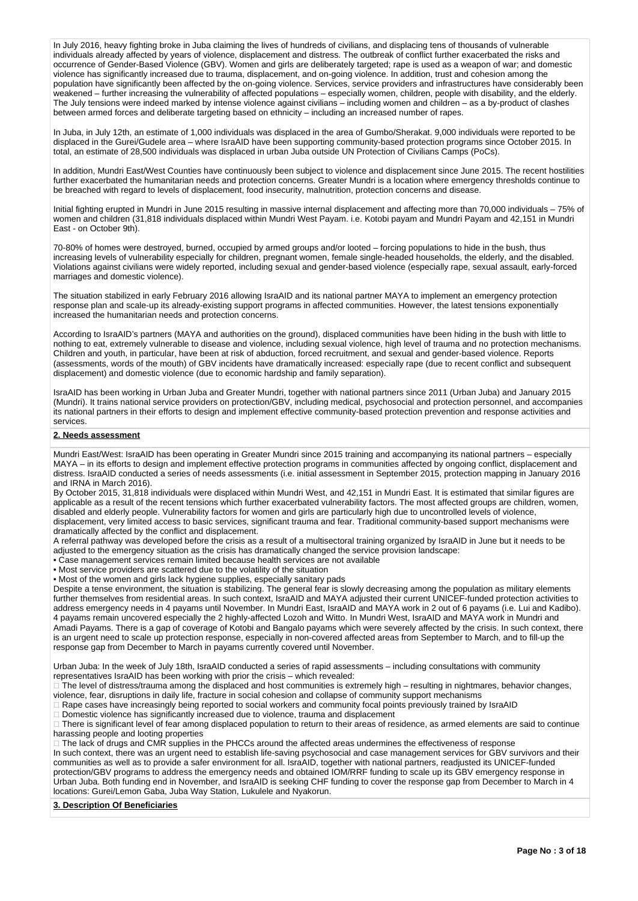In July 2016, heavy fighting broke in Juba claiming the lives of hundreds of civilians, and displacing tens of thousands of vulnerable individuals already affected by years of violence, displacement and distress. The outbreak of conflict further exacerbated the risks and occurrence of Gender-Based Violence (GBV). Women and girls are deliberately targeted; rape is used as a weapon of war; and domestic violence has significantly increased due to trauma, displacement, and on-going violence. In addition, trust and cohesion among the population have significantly been affected by the on-going violence. Services, service providers and infrastructures have considerably been weakened – further increasing the vulnerability of affected populations – especially women, children, people with disability, and the elderly. The July tensions were indeed marked by intense violence against civilians – including women and children – as a by-product of clashes between armed forces and deliberate targeting based on ethnicity – including an increased number of rapes.

In Juba, in July 12th, an estimate of 1,000 individuals was displaced in the area of Gumbo/Sherakat. 9,000 individuals were reported to be displaced in the Gurei/Gudele area – where IsraAID have been supporting community-based protection programs since October 2015. In total, an estimate of 28,500 individuals was displaced in urban Juba outside UN Protection of Civilians Camps (PoCs).

In addition, Mundri East/West Counties have continuously been subject to violence and displacement since June 2015. The recent hostilities further exacerbated the humanitarian needs and protection concerns. Greater Mundri is a location where emergency thresholds continue to be breached with regard to levels of displacement, food insecurity, malnutrition, protection concerns and disease.

Initial fighting erupted in Mundri in June 2015 resulting in massive internal displacement and affecting more than 70,000 individuals – 75% of women and children (31,818 individuals displaced within Mundri West Payam. i.e. Kotobi payam and Mundri Payam and 42,151 in Mundri East - on October 9th).

70-80% of homes were destroyed, burned, occupied by armed groups and/or looted – forcing populations to hide in the bush, thus increasing levels of vulnerability especially for children, pregnant women, female single-headed households, the elderly, and the disabled. Violations against civilians were widely reported, including sexual and gender-based violence (especially rape, sexual assault, early-forced marriages and domestic violence).

The situation stabilized in early February 2016 allowing IsraAID and its national partner MAYA to implement an emergency protection response plan and scale-up its already-existing support programs in affected communities. However, the latest tensions exponentially increased the humanitarian needs and protection concerns.

According to IsraAID's partners (MAYA and authorities on the ground), displaced communities have been hiding in the bush with little to nothing to eat, extremely vulnerable to disease and violence, including sexual violence, high level of trauma and no protection mechanisms. Children and youth, in particular, have been at risk of abduction, forced recruitment, and sexual and gender-based violence. Reports (assessments, words of the mouth) of GBV incidents have dramatically increased: especially rape (due to recent conflict and subsequent displacement) and domestic violence (due to economic hardship and family separation).

IsraAID has been working in Urban Juba and Greater Mundri, together with national partners since 2011 (Urban Juba) and January 2015 (Mundri). It trains national service providers on protection/GBV, including medical, psychosocial and protection personnel, and accompanies its national partners in their efforts to design and implement effective community-based protection prevention and response activities and services.

## 2. Needs assessment

Mundri East/West: IsraAID has been operating in Greater Mundri since 2015 training and accompanying its national partners – especially MAYA – in its efforts to design and implement effective protection programs in communities affected by ongoing conflict, displacement and distress. IsraAID conducted a series of needs assessments (i.e. initial assessment in September 2015, protection mapping in January 2016 and IRNA in March 2016).
By October 2015, 31,818 individuals were displaced within Mundri West, and 42,151 in Mundri East. It is estimated that similar figures are applicable as a result of the recent tensions which further exacerbated vulnerability factors. The most affected groups are children, women, disabled and elderly people. Vulnerability factors for women and girls are particularly high due to uncontrolled levels of violence, displacement, very limited access to basic services, significant trauma and fear. Traditional community-based support mechanisms were dramatically affected by the conflict and displacement.
A referral pathway was developed before the crisis as a result of a multisectoral training organized by IsraAID in June but it needs to be adjusted to the emergency situation as the crisis has dramatically changed the service provision landscape:

- Case management services remain limited because health services are not available
- Most service providers are scattered due to the volatility of the situation
- Most of the women and girls lack hygiene supplies, especially sanitary pads

Despite a tense environment, the situation is stabilizing. The general fear is slowly decreasing among the population as military elements further themselves from residential areas. In such context, IsraAID and MAYA adjusted their current UNICEF-funded protection activities to address emergency needs in 4 payams until November. In Mundri East, IsraAID and MAYA work in 2 out of 6 payams (i.e. Lui and Kadibo). 4 payams remain uncovered especially the 2 highly-affected Lozoh and Witto. In Mundri West, IsraAID and MAYA work in Mundri and Amadi Payams. There is a gap of coverage of Kotobi and Bangalo payams which were severely affected by the crisis. In such context, there is an urgent need to scale up protection response, especially in non-covered affected areas from September to March, and to fill-up the response gap from December to March in payams currently covered until November.

Urban Juba: In the week of July 18th, IsraAID conducted a series of rapid assessments – including consultations with community representatives IsraAID has been working with prior the crisis – which revealed:

- The level of distress/trauma among the displaced and host communities is extremely high – resulting in nightmares, behavior changes, violence, fear, disruptions in daily life, fracture in social cohesion and collapse of community support mechanisms
- Rape cases have increasingly being reported to social workers and community focal points previously trained by IsraAID
- Domestic violence has significantly increased due to violence, trauma and displacement
- There is significant level of fear among displaced population to return to their areas of residence, as armed elements are said to continue harassing people and looting properties
- The lack of drugs and CMR supplies in the PHCCs around the affected areas undermines the effectiveness of response

In such context, there was an urgent need to establish life-saving psychosocial and case management services for GBV survivors and their communities as well as to provide a safer environment for all. IsraAID, together with national partners, readjusted its UNICEF-funded protection/GBV programs to address the emergency needs and obtained IOM/RRF funding to scale up its GBV emergency response in Urban Juba. Both funding end in November, and IsraAID is seeking CHF funding to cover the response gap from December to March in 4 locations: Gurei/Lemon Gaba, Juba Way Station, Lukulele and Nyakorun.

## 3. Description Of Beneficiaries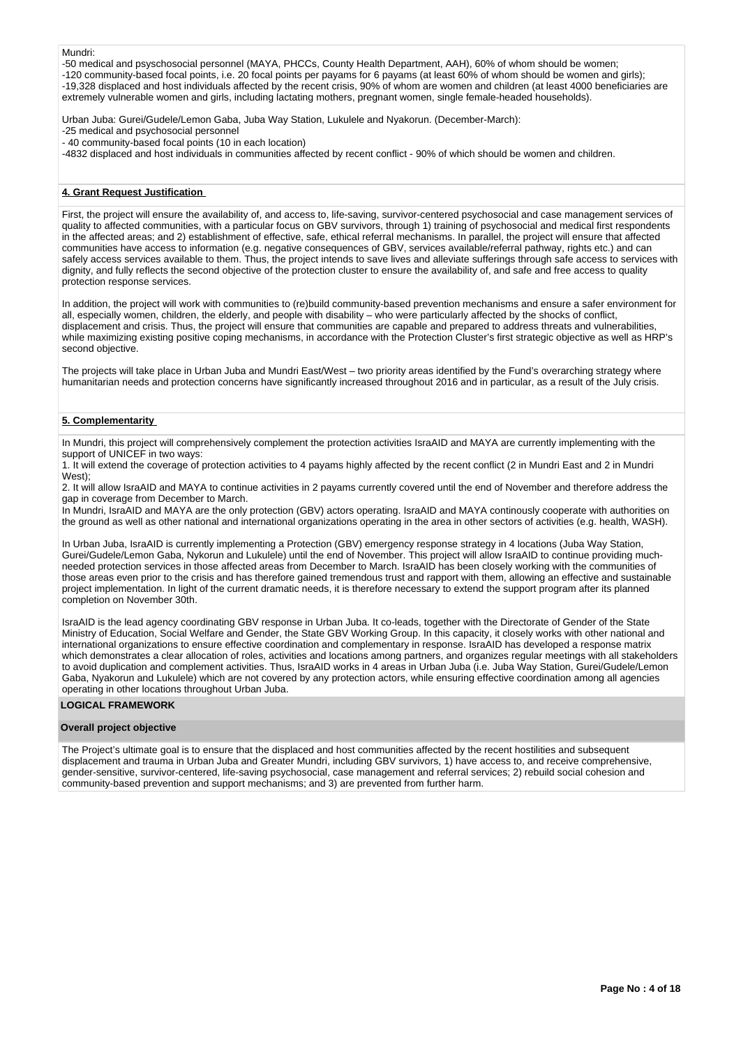Mundri:

-50 medical and psychosocial personnel (MAYA, PHCCs, County Health Department, AAH), 60% of whom should be women;
-120 community-based focal points, i.e. 20 focal points per payams for 6 payams (at least 60% of whom should be women and girls);
-19,328 displaced and host individuals affected by the recent crisis, 90% of whom are women and children (at least 4000 beneficiaries are extremely vulnerable women and girls, including lactating mothers, pregnant women, single female-headed households).

Urban Juba: Gurei/Gudele/Lemon Gaba, Juba Way Station, Lukulele and Nyakorun. (December-March):
-25 medical and psychosocial personnel
- 40 community-based focal points (10 in each location)
-4832 displaced and host individuals in communities affected by recent conflict - 90% of which should be women and children.

**4. Grant Request Justification**

First, the project will ensure the availability of, and access to, life-saving, survivor-centered psychosocial and case management services of quality to affected communities, with a particular focus on GBV survivors, through 1) training of psychosocial and medical first respondents in the affected areas; and 2) establishment of effective, safe, ethical referral mechanisms. In parallel, the project will ensure that affected communities have access to information (e.g. negative consequences of GBV, services available/referral pathway, rights etc.) and can safely access services available to them. Thus, the project intends to save lives and alleviate sufferings through safe access to services with dignity, and fully reflects the second objective of the protection cluster to ensure the availability of, and safe and free access to quality protection response services.

In addition, the project will work with communities to (re)build community-based prevention mechanisms and ensure a safer environment for all, especially women, children, the elderly, and people with disability – who were particularly affected by the shocks of conflict, displacement and crisis. Thus, the project will ensure that communities are capable and prepared to address threats and vulnerabilities, while maximizing existing positive coping mechanisms, in accordance with the Protection Cluster's first strategic objective as well as HRP's second objective.

The projects will take place in Urban Juba and Mundri East/West – two priority areas identified by the Fund's overarching strategy where humanitarian needs and protection concerns have significantly increased throughout 2016 and in particular, as a result of the July crisis.

**5. Complementarity**

In Mundri, this project will comprehensively complement the protection activities IsraAID and MAYA are currently implementing with the support of UNICEF in two ways:
1. It will extend the coverage of protection activities to 4 payams highly affected by the recent conflict (2 in Mundri East and 2 in Mundri West);
2. It will allow IsraAID and MAYA to continue activities in 2 payams currently covered until the end of November and therefore address the gap in coverage from December to March.
In Mundri, IsraAID and MAYA are the only protection (GBV) actors operating. IsraAID and MAYA continously cooperate with authorities on the ground as well as other national and international organizations operating in the area in other sectors of activities (e.g. health, WASH).

In Urban Juba, IsraAID is currently implementing a Protection (GBV) emergency response strategy in 4 locations (Juba Way Station, Gurei/Gudele/Lemon Gaba, Nykorun and Lukulele) until the end of November. This project will allow IsraAID to continue providing much-needed protection services in those affected areas from December to March. IsraAID has been closely working with the communities of those areas even prior to the crisis and has therefore gained tremendous trust and rapport with them, allowing an effective and sustainable project implementation. In light of the current dramatic needs, it is therefore necessary to extend the support program after its planned completion on November 30th.

IsraAID is the lead agency coordinating GBV response in Urban Juba. It co-leads, together with the Directorate of Gender of the State Ministry of Education, Social Welfare and Gender, the State GBV Working Group. In this capacity, it closely works with other national and international organizations to ensure effective coordination and complementary in response. IsraAID has developed a response matrix which demonstrates a clear allocation of roles, activities and locations among partners, and organizes regular meetings with all stakeholders to avoid duplication and complement activities. Thus, IsraAID works in 4 areas in Urban Juba (i.e. Juba Way Station, Gurei/Gudele/Lemon Gaba, Nyakorun and Lukulele) which are not covered by any protection actors, while ensuring effective coordination among all agencies operating in other locations throughout Urban Juba.

**LOGICAL FRAMEWORK**

**Overall project objective**

The Project's ultimate goal is to ensure that the displaced and host communities affected by the recent hostilities and subsequent displacement and trauma in Urban Juba and Greater Mundri, including GBV survivors, 1) have access to, and receive comprehensive, gender-sensitive, survivor-centered, life-saving psychosocial, case management and referral services; 2) rebuild social cohesion and community-based prevention and support mechanisms; and 3) are prevented from further harm.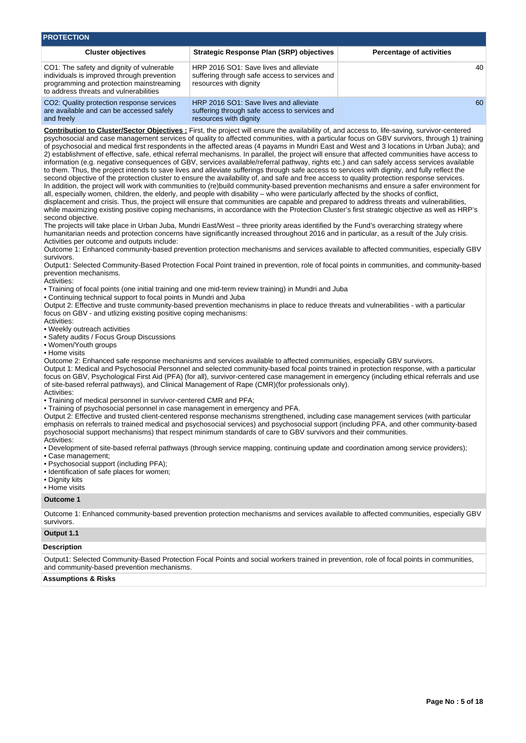## PROTECTION

| Cluster objectives | Strategic Response Plan (SRP) objectives | Percentage of activities |
|---|---|---|
| CO1: The safety and dignity of vulnerable individuals is improved through prevention programming and protection mainstreaming to address threats and vulnerabilities | HRP 2016 SO1: Save lives and alleviate suffering through safe access to services and resources with dignity | 40 |
| CO2: Quality protection response services are available and can be accessed safely and freely | HRP 2016 SO1: Save lives and alleviate suffering through safe access to services and resources with dignity | 60 |

**Contribution to Cluster/Sector Objectives :** First, the project will ensure the availability of, and access to, life-saving, survivor-centered psychosocial and case management services of quality to affected communities, with a particular focus on GBV survivors, through 1) training of psychosocial and medical first respondents in the affected areas (4 payams in Mundri East and West and 3 locations in Urban Juba); and 2) establishment of effective, safe, ethical referral mechanisms. In parallel, the project will ensure that affected communities have access to information (e.g. negative consequences of GBV, services available/referral pathway, rights etc.) and can safely access services available to them. Thus, the project intends to save lives and alleviate sufferings through safe access to services with dignity, and fully reflect the second objective of the protection cluster to ensure the availability of, and safe and free access to quality protection response services.
In addition, the project will work with communities to (re)build community-based prevention mechanisms and ensure a safer environment for all, especially women, children, the elderly, and people with disability – who were particularly affected by the shocks of conflict, displacement and crisis. Thus, the project will ensure that communities are capable and prepared to address threats and vulnerabilities, while maximizing existing positive coping mechanisms, in accordance with the Protection Cluster's first strategic objective as well as HRP's second objective.
The projects will take place in Urban Juba, Mundri East/West – three priority areas identified by the Fund's overarching strategy where humanitarian needs and protection concerns have significantly increased throughout 2016 and in particular, as a result of the July crisis.
Activities per outcome and outputs include:
Outcome 1: Enhanced community-based prevention protection mechanisms and services available to affected communities, especially GBV survivors.
Output1: Selected Community-Based Protection Focal Point trained in prevention, role of focal points in communities, and community-based prevention mechanisms.
Activities:
• Training of focal points (one initial training and one mid-term review training) in Mundri and Juba
• Continuing technical support to focal points in Mundri and Juba
Output 2: Effective and truste community-based prevention mechanisms in place to reduce threats and vulnerabilities - with a particular focus on GBV - and utlizing existing positive coping mechanisms:
Activities:
• Weekly outreach activities
• Safety audits / Focus Group Discussions
• Women/Youth groups
• Home visits
Outcome 2: Enhanced safe response mechanisms and services available to affected communities, especially GBV survivors.
Output 1: Medical and Psychosocial Personnel and selected community-based focal points trained in protection response, with a particular focus on GBV, Psychological First Aid (PFA) (for all), survivor-centered case management in emergency (including ethical referrals and use of site-based referral pathways), and Clinical Management of Rape (CMR)(for professionals only).
Activities:
• Training of medical personnel in survivor-centered CMR and PFA;
• Training of psychosocial personnel in case management in emergency and PFA.
Output 2: Effective and trusted client-centered response mechanisms strengthened, including case management services (with particular emphasis on referrals to trained medical and psychosocial services) and psychosocial support (including PFA, and other community-based psychosocial support mechanisms) that respect minimum standards of care to GBV survivors and their communities.
Activities:
• Development of site-based referral pathways (through service mapping, continuing update and coordination among service providers);
• Case management;
• Psychosocial support (including PFA);
• Identification of safe places for women;
• Dignity kits
• Home visits

**Outcome 1**

Outcome 1: Enhanced community-based prevention protection mechanisms and services available to affected communities, especially GBV survivors.

**Output 1.1**

**Description**

Output1: Selected Community-Based Protection Focal Points and social workers trained in prevention, role of focal points in communities, and community-based prevention mechanisms.

**Assumptions & Risks**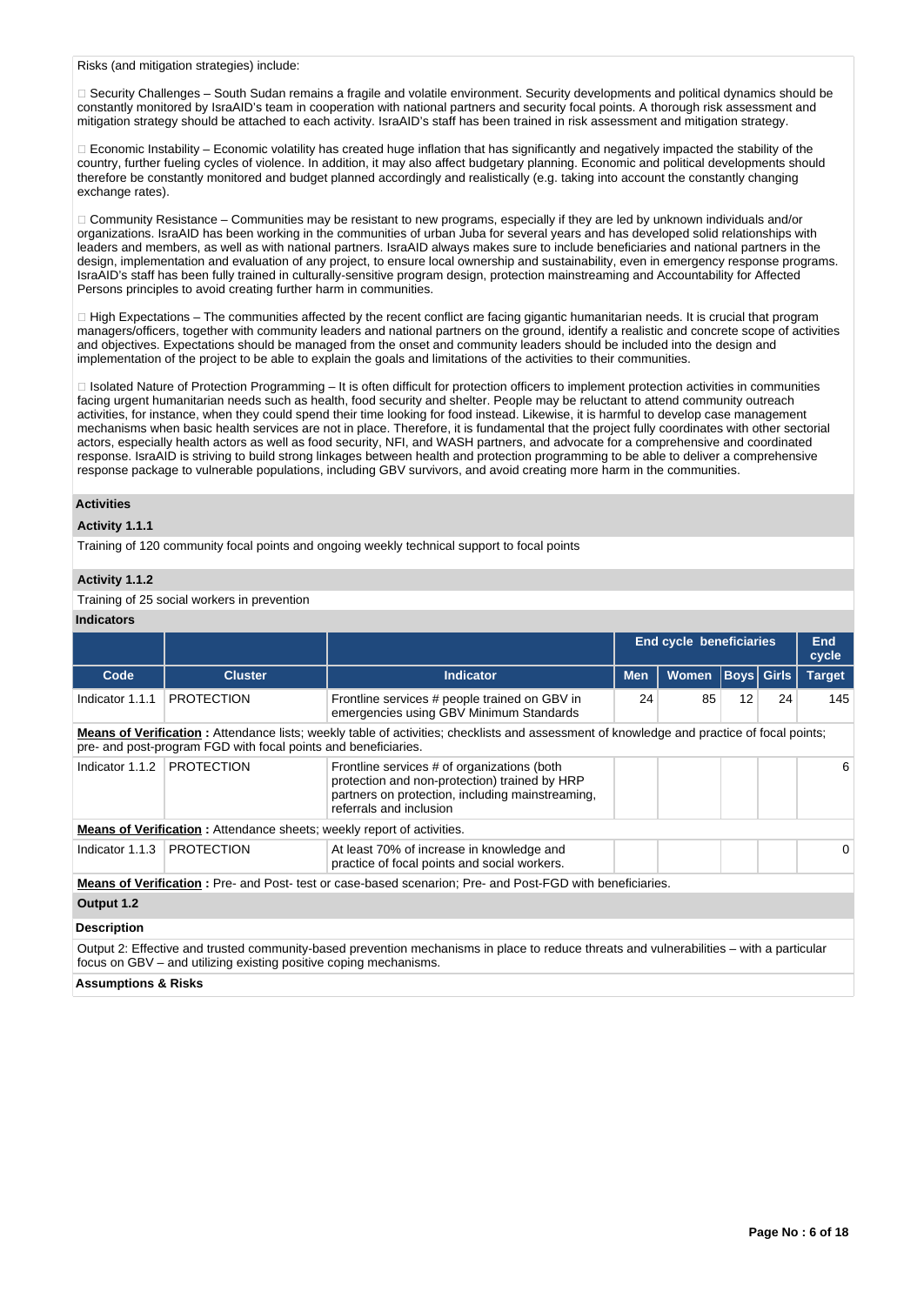Risks (and mitigation strategies) include:

 Security Challenges – South Sudan remains a fragile and volatile environment. Security developments and political dynamics should be constantly monitored by IsraAID's team in cooperation with national partners and security focal points. A thorough risk assessment and mitigation strategy should be attached to each activity. IsraAID's staff has been trained in risk assessment and mitigation strategy.

 Economic Instability – Economic volatility has created huge inflation that has significantly and negatively impacted the stability of the country, further fueling cycles of violence. In addition, it may also affect budgetary planning. Economic and political developments should therefore be constantly monitored and budget planned accordingly and realistically (e.g. taking into account the constantly changing exchange rates).

 Community Resistance – Communities may be resistant to new programs, especially if they are led by unknown individuals and/or organizations. IsraAID has been working in the communities of urban Juba for several years and has developed solid relationships with leaders and members, as well as with national partners. IsraAID always makes sure to include beneficiaries and national partners in the design, implementation and evaluation of any project, to ensure local ownership and sustainability, even in emergency response programs. IsraAID's staff has been fully trained in culturally-sensitive program design, protection mainstreaming and Accountability for Affected Persons principles to avoid creating further harm in communities.

 High Expectations – The communities affected by the recent conflict are facing gigantic humanitarian needs. It is crucial that program managers/officers, together with community leaders and national partners on the ground, identify a realistic and concrete scope of activities and objectives. Expectations should be managed from the onset and community leaders should be included into the design and implementation of the project to be able to explain the goals and limitations of the activities to their communities.

 Isolated Nature of Protection Programming – It is often difficult for protection officers to implement protection activities in communities facing urgent humanitarian needs such as health, food security and shelter. People may be reluctant to attend community outreach activities, for instance, when they could spend their time looking for food instead. Likewise, it is harmful to develop case management mechanisms when basic health services are not in place. Therefore, it is fundamental that the project fully coordinates with other sectorial actors, especially health actors as well as food security, NFI, and WASH partners, and advocate for a comprehensive and coordinated response. IsraAID is striving to build strong linkages between health and protection programming to be able to deliver a comprehensive response package to vulnerable populations, including GBV survivors, and avoid creating more harm in the communities.

**Activities**

**Activity 1.1.1**

Training of 120 community focal points and ongoing weekly technical support to focal points

**Activity 1.1.2**

Training of 25 social workers in prevention

**Indicators**

| | | | End cycle beneficiaries | | | | End cycle |
|---|---|---|---|---|---|---|---|
| **Code** | **Cluster** | **Indicator** | **Men** | **Women** | **Boys** | **Girls** | **Target** |
| Indicator 1.1.1 | PROTECTION | Frontline services # people trained on GBV in emergencies using GBV Minimum Standards | 24 | 85 | 12 | 24 | 145 |
| **Means of Verification :** Attendance lists; weekly table of activities; checklists and assessment of knowledge and practice of focal points; pre- and post-program FGD with focal points and beneficiaries. | | | | | | | |
| Indicator 1.1.2 | PROTECTION | Frontline services # of organizations (both protection and non-protection) trained by HRP partners on protection, including mainstreaming, referrals and inclusion | | | | | 6 |
| **Means of Verification :** Attendance sheets; weekly report of activities. | | | | | | | |
| Indicator 1.1.3 | PROTECTION | At least 70% of increase in knowledge and practice of focal points and social workers. | | | | | 0 |
| **Means of Verification :** Pre- and Post- test or case-based scenarion; Pre- and Post-FGD with beneficiaries. | | | | | | | |

**Output 1.2**

**Description**

Output 2: Effective and trusted community-based prevention mechanisms in place to reduce threats and vulnerabilities – with a particular focus on GBV – and utilizing existing positive coping mechanisms.

**Assumptions & Risks**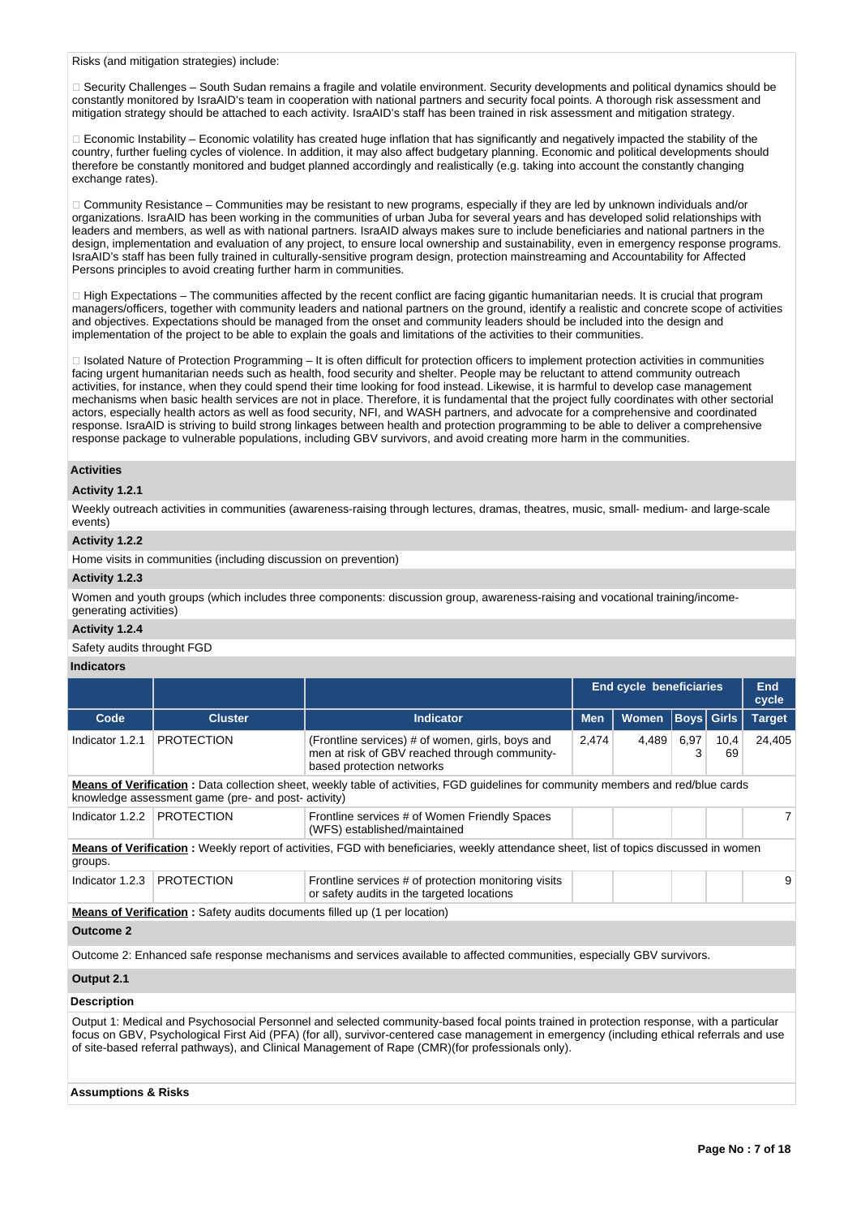Risks (and mitigation strategies) include:

 Security Challenges – South Sudan remains a fragile and volatile environment. Security developments and political dynamics should be constantly monitored by IsraAID's team in cooperation with national partners and security focal points. A thorough risk assessment and mitigation strategy should be attached to each activity. IsraAID's staff has been trained in risk assessment and mitigation strategy.

 Economic Instability – Economic volatility has created huge inflation that has significantly and negatively impacted the stability of the country, further fueling cycles of violence. In addition, it may also affect budgetary planning. Economic and political developments should therefore be constantly monitored and budget planned accordingly and realistically (e.g. taking into account the constantly changing exchange rates).

 Community Resistance – Communities may be resistant to new programs, especially if they are led by unknown individuals and/or organizations. IsraAID has been working in the communities of urban Juba for several years and has developed solid relationships with leaders and members, as well as with national partners. IsraAID always makes sure to include beneficiaries and national partners in the design, implementation and evaluation of any project, to ensure local ownership and sustainability, even in emergency response programs. IsraAID's staff has been fully trained in culturally-sensitive program design, protection mainstreaming and Accountability for Affected Persons principles to avoid creating further harm in communities.

 High Expectations – The communities affected by the recent conflict are facing gigantic humanitarian needs. It is crucial that program managers/officers, together with community leaders and national partners on the ground, identify a realistic and concrete scope of activities and objectives. Expectations should be managed from the onset and community leaders should be included into the design and implementation of the project to be able to explain the goals and limitations of the activities to their communities.

 Isolated Nature of Protection Programming – It is often difficult for protection officers to implement protection activities in communities facing urgent humanitarian needs such as health, food security and shelter. People may be reluctant to attend community outreach activities, for instance, when they could spend their time looking for food instead. Likewise, it is harmful to develop case management mechanisms when basic health services are not in place. Therefore, it is fundamental that the project fully coordinates with other sectorial actors, especially health actors as well as food security, NFI, and WASH partners, and advocate for a comprehensive and coordinated response. IsraAID is striving to build strong linkages between health and protection programming to be able to deliver a comprehensive response package to vulnerable populations, including GBV survivors, and avoid creating more harm in the communities.

### Activities

**Activity 1.2.1**

Weekly outreach activities in communities (awareness-raising through lectures, dramas, theatres, music, small- medium- and large-scale events)

**Activity 1.2.2**

Home visits in communities (including discussion on prevention)

**Activity 1.2.3**

Women and youth groups (which includes three components: discussion group, awareness-raising and vocational training/income-generating activities)

**Activity 1.2.4**

Safety audits throught FGD

### Indicators

| | | | End cycle beneficiaries | | | | End cycle |
|---|---|---|---|---|---|---|---|
| **Code** | **Cluster** | **Indicator** | **Men** | **Women** | **Boys** | **Girls** | **Target** |
| Indicator 1.2.1 | PROTECTION | (Frontline services) # of women, girls, boys and men at risk of GBV reached through community-based protection networks | 2,474 | 4,489 | 6,973 | 10,469 | 24,405 |
| **Means of Verification :** Data collection sheet, weekly table of activities, FGD guidelines for community members and red/blue cards knowledge assessment game (pre- and post- activity) | | | | | | | |
| Indicator 1.2.2 | PROTECTION | Frontline services # of Women Friendly Spaces (WFS) established/maintained | | | | | 7 |
| **Means of Verification :** Weekly report of activities, FGD with beneficiaries, weekly attendance sheet, list of topics discussed in women groups. | | | | | | | |
| Indicator 1.2.3 | PROTECTION | Frontline services # of protection monitoring visits or safety audits in the targeted locations | | | | | 9 |
| **Means of Verification :** Safety audits documents filled up (1 per location) | | | | | | | |

### Outcome 2

Outcome 2: Enhanced safe response mechanisms and services available to affected communities, especially GBV survivors.

### Output 2.1

**Description**

Output 1: Medical and Psychosocial Personnel and selected community-based focal points trained in protection response, with a particular focus on GBV, Psychological First Aid (PFA) (for all), survivor-centered case management in emergency (including ethical referrals and use of site-based referral pathways), and Clinical Management of Rape (CMR)(for professionals only).

**Assumptions & Risks**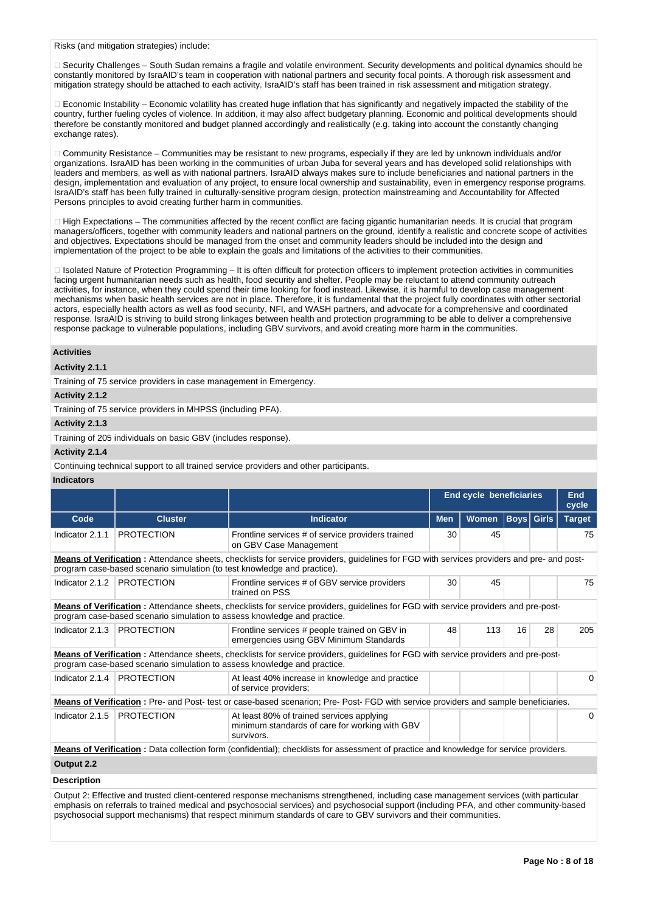Risks (and mitigation strategies) include:

 Security Challenges – South Sudan remains a fragile and volatile environment. Security developments and political dynamics should be constantly monitored by IsraAID's team in cooperation with national partners and security focal points. A thorough risk assessment and mitigation strategy should be attached to each activity. IsraAID's staff has been trained in risk assessment and mitigation strategy.

 Economic Instability – Economic volatility has created huge inflation that has significantly and negatively impacted the stability of the country, further fueling cycles of violence. In addition, it may also affect budgetary planning. Economic and political developments should therefore be constantly monitored and budget planned accordingly and realistically (e.g. taking into account the constantly changing exchange rates).

 Community Resistance – Communities may be resistant to new programs, especially if they are led by unknown individuals and/or organizations. IsraAID has been working in the communities of urban Juba for several years and has developed solid relationships with leaders and members, as well as with national partners. IsraAID always makes sure to include beneficiaries and national partners in the design, implementation and evaluation of any project, to ensure local ownership and sustainability, even in emergency response programs. IsraAID's staff has been fully trained in culturally-sensitive program design, protection mainstreaming and Accountability for Affected Persons principles to avoid creating further harm in communities.

 High Expectations – The communities affected by the recent conflict are facing gigantic humanitarian needs. It is crucial that program managers/officers, together with community leaders and national partners on the ground, identify a realistic and concrete scope of activities and objectives. Expectations should be managed from the onset and community leaders should be included into the design and implementation of the project to be able to explain the goals and limitations of the activities to their communities.

 Isolated Nature of Protection Programming – It is often difficult for protection officers to implement protection activities in communities facing urgent humanitarian needs such as health, food security and shelter. People may be reluctant to attend community outreach activities, for instance, when they could spend their time looking for food instead. Likewise, it is harmful to develop case management mechanisms when basic health services are not in place. Therefore, it is fundamental that the project fully coordinates with other sectorial actors, especially health actors as well as food security, NFI, and WASH partners, and advocate for a comprehensive and coordinated response. IsraAID is striving to build strong linkages between health and protection programming to be able to deliver a comprehensive response package to vulnerable populations, including GBV survivors, and avoid creating more harm in the communities.

**Activities**

**Activity 2.1.1**

Training of 75 service providers in case management in Emergency.

**Activity 2.1.2**

Training of 75 service providers in MHPSS (including PFA).

**Activity 2.1.3**

Training of 205 individuals on basic GBV (includes response).

**Activity 2.1.4**

Continuing technical support to all trained service providers and other participants.

**Indicators**

| | | | End cycle beneficiaries | | | | End cycle |
|---|---|---|---|---|---|---|---|
| Code | Cluster | Indicator | Men | Women | Boys | Girls | Target |
| Indicator 2.1.1 | PROTECTION | Frontline services # of service providers trained on GBV Case Management | 30 | 45 | | | 75 |
| **Means of Verification :** Attendance sheets, checklists for service providers, guidelines for FGD with services providers and pre- and post-program case-based scenario simulation (to test knowledge and practice). | | | | | | | |
| Indicator 2.1.2 | PROTECTION | Frontline services # of GBV service providers trained on PSS | 30 | 45 | | | 75 |
| **Means of Verification :** Attendance sheets, checklists for service providers, guidelines for FGD with service providers and pre-post-program case-based scenario simulation to assess knowledge and practice. | | | | | | | |
| Indicator 2.1.3 | PROTECTION | Frontline services # people trained on GBV in emergencies using GBV Minimum Standards | 48 | 113 | 16 | 28 | 205 |
| **Means of Verification :** Attendance sheets, checklists for service providers, guidelines for FGD with service providers and pre-post-program case-based scenario simulation to assess knowledge and practice. | | | | | | | |
| Indicator 2.1.4 | PROTECTION | At least 40% increase in knowledge and practice of service providers; | | | | | 0 |
| **Means of Verification :** Pre- and Post- test or case-based scenarion; Pre- Post- FGD with service providers and sample beneficiaries. | | | | | | | |
| Indicator 2.1.5 | PROTECTION | At least 80% of trained services applying minimum standards of care for working with GBV survivors. | | | | | 0 |
| **Means of Verification :** Data collection form (confidential); checklists for assessment of practice and knowledge for service providers. | | | | | | | |

**Output 2.2**

**Description**

Output 2: Effective and trusted client-centered response mechanisms strengthened, including case management services (with particular emphasis on referrals to trained medical and psychosocial services) and psychosocial support (including PFA, and other community-based psychosocial support mechanisms) that respect minimum standards of care to GBV survivors and their communities.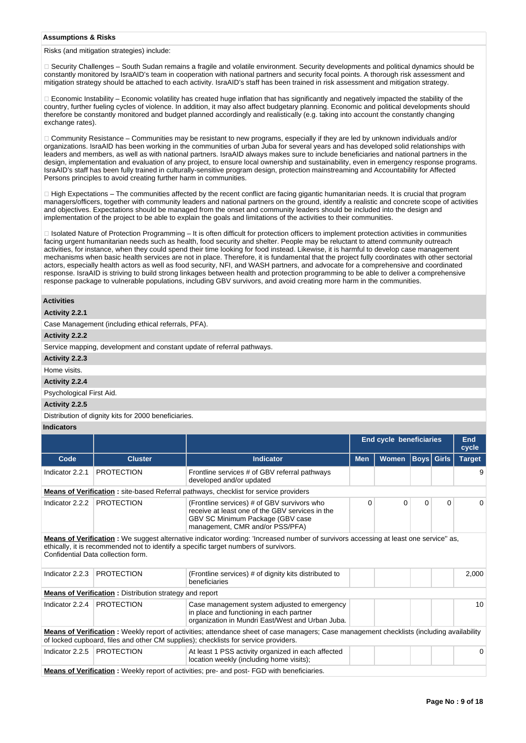**Assumptions & Risks**

Risks (and mitigation strategies) include:

 Security Challenges – South Sudan remains a fragile and volatile environment. Security developments and political dynamics should be constantly monitored by IsraAID's team in cooperation with national partners and security focal points. A thorough risk assessment and mitigation strategy should be attached to each activity. IsraAID's staff has been trained in risk assessment and mitigation strategy.

 Economic Instability – Economic volatility has created huge inflation that has significantly and negatively impacted the stability of the country, further fueling cycles of violence. In addition, it may also affect budgetary planning. Economic and political developments should therefore be constantly monitored and budget planned accordingly and realistically (e.g. taking into account the constantly changing exchange rates).

 Community Resistance – Communities may be resistant to new programs, especially if they are led by unknown individuals and/or organizations. IsraAID has been working in the communities of urban Juba for several years and has developed solid relationships with leaders and members, as well as with national partners. IsraAID always makes sure to include beneficiaries and national partners in the design, implementation and evaluation of any project, to ensure local ownership and sustainability, even in emergency response programs. IsraAID's staff has been fully trained in culturally-sensitive program design, protection mainstreaming and Accountability for Affected Persons principles to avoid creating further harm in communities.

 High Expectations – The communities affected by the recent conflict are facing gigantic humanitarian needs. It is crucial that program managers/officers, together with community leaders and national partners on the ground, identify a realistic and concrete scope of activities and objectives. Expectations should be managed from the onset and community leaders should be included into the design and implementation of the project to be able to explain the goals and limitations of the activities to their communities.

 Isolated Nature of Protection Programming – It is often difficult for protection officers to implement protection activities in communities facing urgent humanitarian needs such as health, food security and shelter. People may be reluctant to attend community outreach activities, for instance, when they could spend their time looking for food instead. Likewise, it is harmful to develop case management mechanisms when basic health services are not in place. Therefore, it is fundamental that the project fully coordinates with other sectorial actors, especially health actors as well as food security, NFI, and WASH partners, and advocate for a comprehensive and coordinated response. IsraAID is striving to build strong linkages between health and protection programming to be able to deliver a comprehensive response package to vulnerable populations, including GBV survivors, and avoid creating more harm in the communities.

**Activities**

**Activity 2.2.1**

Case Management (including ethical referrals, PFA).

**Activity 2.2.2**

Service mapping, development and constant update of referral pathways.

**Activity 2.2.3**

Home visits.

**Activity 2.2.4**

Psychological First Aid.

**Activity 2.2.5**

Distribution of dignity kits for 2000 beneficiaries.

**Indicators**

| | | | End cycle beneficiaries | | | | End cycle |
|---|---|---|---|---|---|---|---|
| **Code** | **Cluster** | **Indicator** | **Men** | **Women** | **Boys** | **Girls** | **Target** |
| Indicator 2.2.1 | PROTECTION | Frontline services # of GBV referral pathways developed and/or updated | | | | | 9 |
| **Means of Verification :** site-based Referral pathways, checklist for service providers | | | | | | | |
| Indicator 2.2.2 | PROTECTION | (Frontline services) # of GBV survivors who receive at least one of the GBV services in the GBV SC Minimum Package (GBV case management, CMR and/or PSS/PFA) | 0 | 0 | 0 | 0 | 0 |
| **Means of Verification :** We suggest alternative indicator wording: 'Increased number of survivors accessing at least one service" as, ethically, it is recommended not to identify a specific target numbers of survivors. Confidential Data collection form. | | | | | | | |
| Indicator 2.2.3 | PROTECTION | (Frontline services) # of dignity kits distributed to beneficiaries | | | | | 2,000 |
| **Means of Verification :** Distribution strategy and report | | | | | | | |
| Indicator 2.2.4 | PROTECTION | Case management system adjusted to emergency in place and functioning in each partner organization in Mundri East/West and Urban Juba. | | | | | 10 |
| **Means of Verification :** Weekly report of activities; attendance sheet of case managers; Case management checklists (including availability of locked cupboard, files and other CM supplies); checklists for service providers. | | | | | | | |
| Indicator 2.2.5 | PROTECTION | At least 1 PSS activity organized in each affected location weekly (including home visits); | | | | | 0 |
| **Means of Verification :** Weekly report of activities; pre- and post- FGD with beneficiaries. | | | | | | | |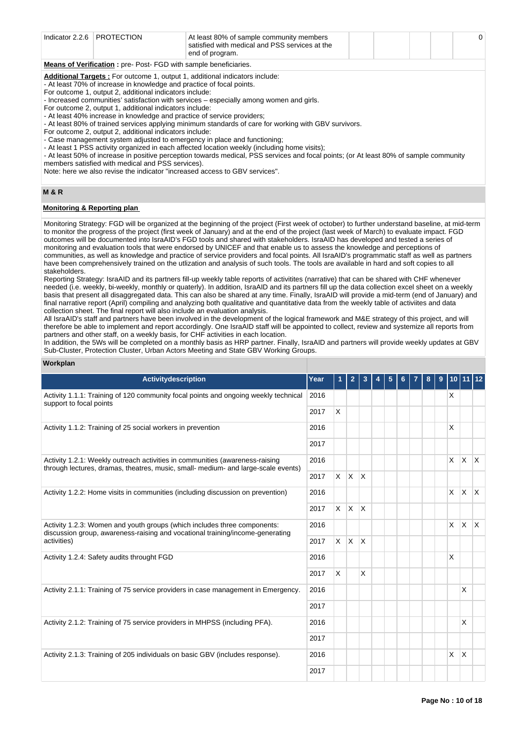| Indicator 2.2.6 | PROTECTION | At least 80% of sample community members satisfied with medical and PSS services at the end of program. | | | | | 0 |
|---|---|---|---|---|---|---|---|

**Means of Verification :** pre- Post- FGD with sample beneficiaries.

**Additional Targets :** For outcome 1, output 1, additional indicators include:
- At least 70% of increase in knowledge and practice of focal points.
For outcome 1, output 2, additional indicators include:
- Increased communities' satisfaction with services – especially among women and girls.
For outcome 2, output 1, additional indicators include:
- At least 40% increase in knowledge and practice of service providers;
- At least 80% of trained services applying minimum standards of care for working with GBV survivors.
For outcome 2, output 2, additional indicators include:
- Case management system adjusted to emergency in place and functioning;
- At least 1 PSS activity organized in each affected location weekly (including home visits);
- At least 50% of increase in positive perception towards medical, PSS services and focal points; (or At least 80% of sample community members satisfied with medical and PSS services).
Note: here we also revise the indicator "increased access to GBV services".

## M & R

### Monitoring & Reporting plan

Monitoring Strategy: FGD will be organized at the beginning of the project (First week of october) to further understand baseline, at mid-term to monitor the progress of the project (first week of January) and at the end of the project (last week of March) to evaluate impact. FGD outcomes will be documented into IsraAID's FGD tools and shared with stakeholders. IsraAID has developed and tested a series of monitoring and evaluation tools that were endorsed by UNICEF and that enable us to assess the knowledge and perceptions of communities, as well as knowledge and practice of service providers and focal points. All IsraAID's programmatic staff as well as partners have been comprehensively trained on the utlization and analysis of such tools. The tools are available in hard and soft copies to all stakeholders.
Reporting Strategy: IsraAID and its partners fill-up weekly table reports of activitites (narrative) that can be shared with CHF whenever needed (i.e. weekly, bi-weekly, monthly or quaterly). In addition, IsraAID and its partners fill up the data collection excel sheet on a weekly basis that present all disaggregated data. This can also be shared at any time. Finally, IsraAID will provide a mid-term (end of January) and final narrative report (April) compiling and analyzing both qualitative and quantitative data from the weekly table of activiites and data collection sheet. The final report will also include an evaluation analysis.
All IsraAID's staff and partners have been involved in the development of the logical framework and M&E strategy of this project, and will therefore be able to implement and report accordingly. One IsraAID staff will be appointed to collect, review and systemize all reports from partners and other staff, on a weekly basis, for CHF activities in each location.
In addition, the 5Ws will be completed on a monthly basis as HRP partner. Finally, IsraAID and partners will provide weekly updates at GBV Sub-Cluster, Protection Cluster, Urban Actors Meeting and State GBV Working Groups.

### Workplan

| Activitydescription | Year | 1 | 2 | 3 | 4 | 5 | 6 | 7 | 8 | 9 | 10 | 11 | 12 |
|---|---|---|---|---|---|---|---|---|---|---|---|---|---|
| Activity 1.1.1: Training of 120 community focal points and ongoing weekly technical support to focal points | 2016 | | | | | | | | | | X | | |
| | 2017 | X | | | | | | | | | | | |
| Activity 1.1.2: Training of 25 social workers in prevention | 2016 | | | | | | | | | | X | | |
| | 2017 | | | | | | | | | | | | |
| Activity 1.2.1: Weekly outreach activities in communities (awareness-raising through lectures, dramas, theatres, music, small- medium- and large-scale events) | 2016 | | | | | | | | | | X | X | X |
| | 2017 | X | X | X | | | | | | | | | |
| Activity 1.2.2: Home visits in communities (including discussion on prevention) | 2016 | | | | | | | | | | X | X | X |
| | 2017 | X | X | X | | | | | | | | | |
| Activity 1.2.3: Women and youth groups (which includes three components: discussion group, awareness-raising and vocational training/income-generating activities) | 2016 | | | | | | | | | | X | X | X |
| | 2017 | X | X | X | | | | | | | | | |
| Activity 1.2.4: Safety audits throught FGD | 2016 | | | | | | | | | | X | | |
| | 2017 | X | | X | | | | | | | | | |
| Activity 2.1.1: Training of 75 service providers in case management in Emergency. | 2016 | | | | | | | | | | | X | |
| | 2017 | | | | | | | | | | | | |
| Activity 2.1.2: Training of 75 service providers in MHPSS (including PFA). | 2016 | | | | | | | | | | | X | |
| | 2017 | | | | | | | | | | | | |
| Activity 2.1.3: Training of 205 individuals on basic GBV (includes response). | 2016 | | | | | | | | | | X | X | |
| | 2017 | | | | | | | | | | | | |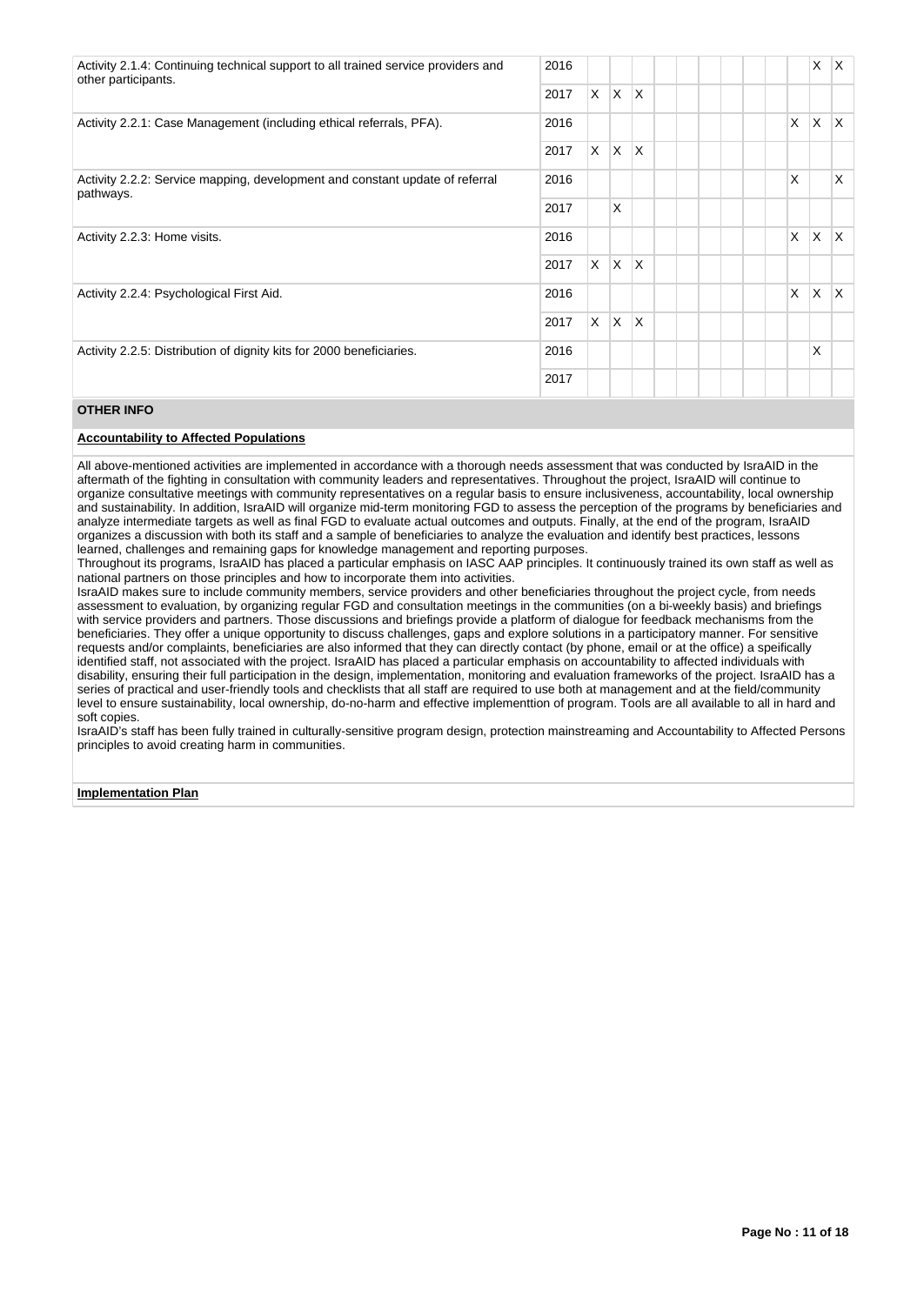| | | | | | | | | | | | | | |
|---|---|---|---|---|---|---|---|---|---|---|---|---|---|
| Activity 2.1.4: Continuing technical support to all trained service providers and other participants. | 2016 | | | | | | | | | | | X | X |
| | 2017 | X | X | X | | | | | | | | | |
| Activity 2.2.1: Case Management (including ethical referrals, PFA). | 2016 | | | | | | | | | | X | X | X |
| | 2017 | X | X | X | | | | | | | | | |
| Activity 2.2.2: Service mapping, development and constant update of referral pathways. | 2016 | | | | | | | | | | X | | X |
| | 2017 | | X | | | | | | | | | | |
| Activity 2.2.3: Home visits. | 2016 | | | | | | | | | | X | X | X |
| | 2017 | X | X | X | | | | | | | | | |
| Activity 2.2.4: Psychological First Aid. | 2016 | | | | | | | | | | X | X | X |
| | 2017 | X | X | X | | | | | | | | | |
| Activity 2.2.5: Distribution of dignity kits for 2000 beneficiaries. | 2016 | | | | | | | | | | | X | |
| | 2017 | | | | | | | | | | | | |

## OTHER INFO

**Accountability to Affected Populations**

All above-mentioned activities are implemented in accordance with a thorough needs assessment that was conducted by IsraAID in the aftermath of the fighting in consultation with community leaders and representatives. Throughout the project, IsraAID will continue to organize consultative meetings with community representatives on a regular basis to ensure inclusiveness, accountability, local ownership and sustainability. In addition, IsraAID will organize mid-term monitoring FGD to assess the perception of the programs by beneficiaries and analyze intermediate targets as well as final FGD to evaluate actual outcomes and outputs. Finally, at the end of the program, IsraAID organizes a discussion with both its staff and a sample of beneficiaries to analyze the evaluation and identify best practices, lessons learned, challenges and remaining gaps for knowledge management and reporting purposes.

Throughout its programs, IsraAID has placed a particular emphasis on IASC AAP principles. It continuously trained its own staff as well as national partners on those principles and how to incorporate them into activities.

IsraAID makes sure to include community members, service providers and other beneficiaries throughout the project cycle, from needs assessment to evaluation, by organizing regular FGD and consultation meetings in the communities (on a bi-weekly basis) and briefings with service providers and partners. Those discussions and briefings provide a platform of dialogue for feedback mechanisms from the beneficiaries. They offer a unique opportunity to discuss challenges, gaps and explore solutions in a participatory manner. For sensitive requests and/or complaints, beneficiaries are also informed that they can directly contact (by phone, email or at the office) a speifically identified staff, not associated with the project. IsraAID has placed a particular emphasis on accountability to affected individuals with disability, ensuring their full participation in the design, implementation, monitoring and evaluation frameworks of the project. IsraAID has a series of practical and user-friendly tools and checklists that all staff are required to use both at management and at the field/community level to ensure sustainability, local ownership, do-no-harm and effective implementtion of program. Tools are all available to all in hard and soft copies.

IsraAID's staff has been fully trained in culturally-sensitive program design, protection mainstreaming and Accountability to Affected Persons principles to avoid creating harm in communities.

**Implementation Plan**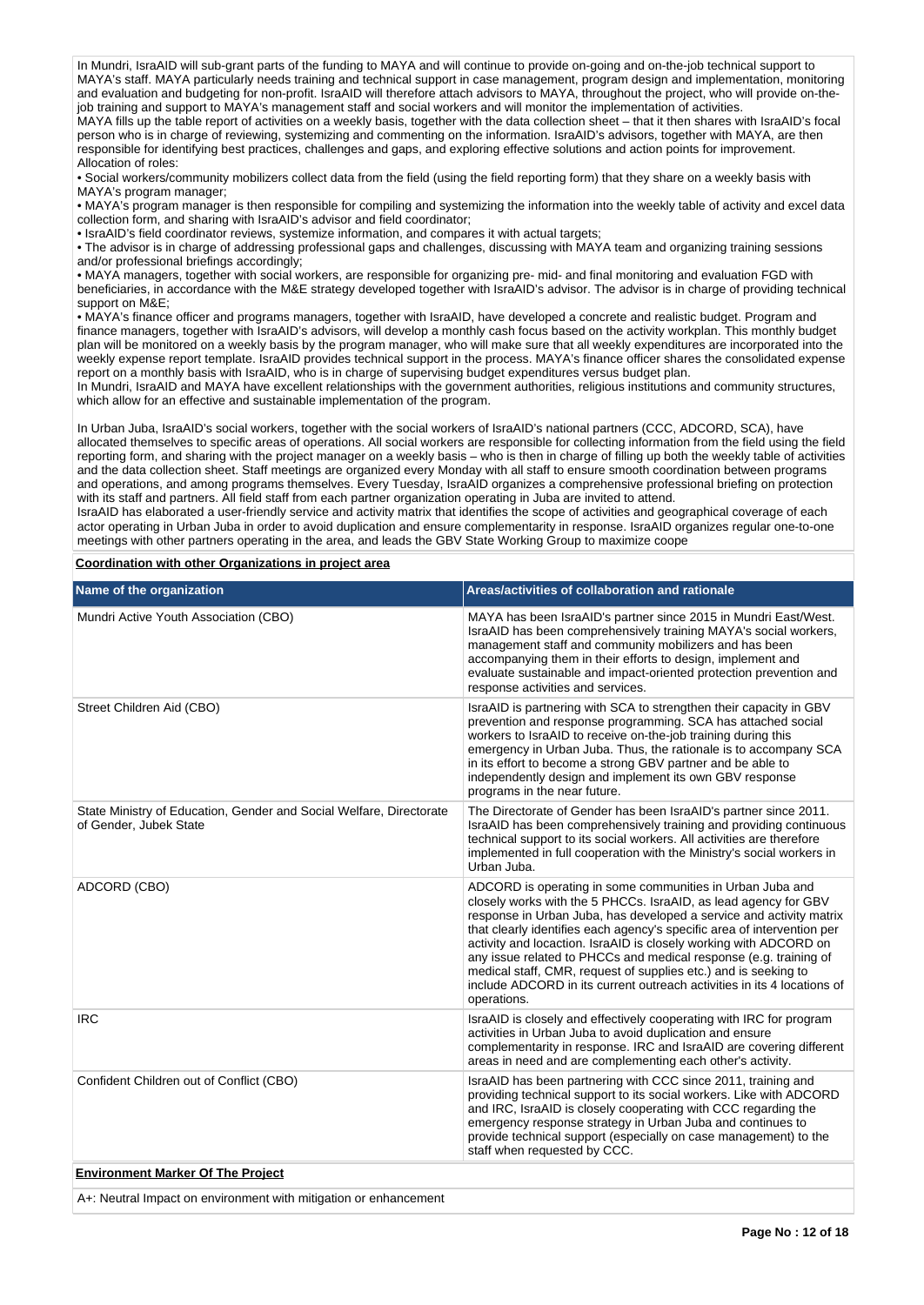In Mundri, IsraAID will sub-grant parts of the funding to MAYA and will continue to provide on-going and on-the-job technical support to MAYA's staff. MAYA particularly needs training and technical support in case management, program design and implementation, monitoring and evaluation and budgeting for non-profit. IsraAID will therefore attach advisors to MAYA, throughout the project, who will provide on-the-job training and support to MAYA's management staff and social workers and will monitor the implementation of activities.
MAYA fills up the table report of activities on a weekly basis, together with the data collection sheet – that it then shares with IsraAID's focal person who is in charge of reviewing, systemizing and commenting on the information. IsraAID's advisors, together with MAYA, are then responsible for identifying best practices, challenges and gaps, and exploring effective solutions and action points for improvement.
Allocation of roles:

• Social workers/community mobilizers collect data from the field (using the field reporting form) that they share on a weekly basis with MAYA's program manager;
• MAYA's program manager is then responsible for compiling and systemizing the information into the weekly table of activity and excel data collection form, and sharing with IsraAID's advisor and field coordinator;
• IsraAID's field coordinator reviews, systemize information, and compares it with actual targets;
• The advisor is in charge of addressing professional gaps and challenges, discussing with MAYA team and organizing training sessions and/or professional briefings accordingly;
• MAYA managers, together with social workers, are responsible for organizing pre- mid- and final monitoring and evaluation FGD with beneficiaries, in accordance with the M&E strategy developed together with IsraAID's advisor. The advisor is in charge of providing technical support on M&E;
• MAYA's finance officer and programs managers, together with IsraAID, have developed a concrete and realistic budget. Program and finance managers, together with IsraAID's advisors, will develop a monthly cash focus based on the activity workplan. This monthly budget plan will be monitored on a weekly basis by the program manager, who will make sure that all weekly expenditures are incorporated into the weekly expense report template. IsraAID provides technical support in the process. MAYA's finance officer shares the consolidated expense report on a monthly basis with IsraAID, who is in charge of supervising budget expenditures versus budget plan.

In Mundri, IsraAID and MAYA have excellent relationships with the government authorities, religious institutions and community structures, which allow for an effective and sustainable implementation of the program.

In Urban Juba, IsraAID's social workers, together with the social workers of IsraAID's national partners (CCC, ADCORD, SCA), have allocated themselves to specific areas of operations. All social workers are responsible for collecting information from the field using the field reporting form, and sharing with the project manager on a weekly basis – who is then in charge of filling up both the weekly table of activities and the data collection sheet. Staff meetings are organized every Monday with all staff to ensure smooth coordination between programs and operations, and among programs themselves. Every Tuesday, IsraAID organizes a comprehensive professional briefing on protection with its staff and partners. All field staff from each partner organization operating in Juba are invited to attend.
IsraAID has elaborated a user-friendly service and activity matrix that identifies the scope of activities and geographical coverage of each actor operating in Urban Juba in order to avoid duplication and ensure complementarity in response. IsraAID organizes regular one-to-one meetings with other partners operating in the area, and leads the GBV State Working Group to maximize coope

**Coordination with other Organizations in project area**

| Name of the organization | Areas/activities of collaboration and rationale |
|---|---|
| Mundri Active Youth Association (CBO) | MAYA has been IsraAID's partner since 2015 in Mundri East/West. IsraAID has been comprehensively training MAYA's social workers, management staff and community mobilizers and has been accompanying them in their efforts to design, implement and evaluate sustainable and impact-oriented protection prevention and response activities and services. |
| Street Children Aid (CBO) | IsraAID is partnering with SCA to strengthen their capacity in GBV prevention and response programming. SCA has attached social workers to IsraAID to receive on-the-job training during this emergency in Urban Juba. Thus, the rationale is to accompany SCA in its effort to become a strong GBV partner and be able to independently design and implement its own GBV response programs in the near future. |
| State Ministry of Education, Gender and Social Welfare, Directorate of Gender, Jubek State | The Directorate of Gender has been IsraAID's partner since 2011. IsraAID has been comprehensively training and providing continuous technical support to its social workers. All activities are therefore implemented in full cooperation with the Ministry's social workers in Urban Juba. |
| ADCORD (CBO) | ADCORD is operating in some communities in Urban Juba and closely works with the 5 PHCCs. IsraAID, as lead agency for GBV response in Urban Juba, has developed a service and activity matrix that clearly identifies each agency's specific area of intervention per activity and locaction. IsraAID is closely working with ADCORD on any issue related to PHCCs and medical response (e.g. training of medical staff, CMR, request of supplies etc.) and is seeking to include ADCORD in its current outreach activities in its 4 locations of operations. |
| IRC | IsraAID is closely and effectively cooperating with IRC for program activities in Urban Juba to avoid duplication and ensure complementarity in response. IRC and IsraAID are covering different areas in need and are complementing each other's activity. |
| Confident Children out of Conflict (CBO) | IsraAID has been partnering with CCC since 2011, training and providing technical support to its social workers. Like with ADCORD and IRC, IsraAID is closely cooperating with CCC regarding the emergency response strategy in Urban Juba and continues to provide technical support (especially on case management) to the staff when requested by CCC. |

**Environment Marker Of The Project**

A+: Neutral Impact on environment with mitigation or enhancement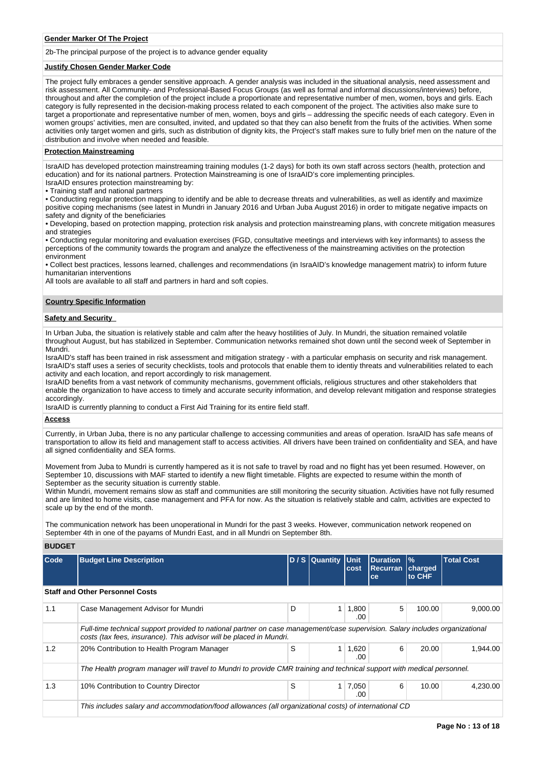**Gender Marker Of The Project**

2b-The principal purpose of the project is to advance gender equality

**Justify Chosen Gender Marker Code**

The project fully embraces a gender sensitive approach. A gender analysis was included in the situational analysis, need assessment and risk assessment. All Community- and Professional-Based Focus Groups (as well as formal and informal discussions/interviews) before, throughout and after the completion of the project include a proportionate and representative number of men, women, boys and girls. Each category is fully represented in the decision-making process related to each component of the project. The activities also make sure to target a proportionate and representative number of men, women, boys and girls – addressing the specific needs of each category. Even in women groups' activities, men are consulted, invited, and updated so that they can also benefit from the fruits of the activities. When some activities only target women and girls, such as distribution of dignity kits, the Project's staff makes sure to fully brief men on the nature of the distribution and involve when needed and feasible.

**Protection Mainstreaming**

IsraAID has developed protection mainstreaming training modules (1-2 days) for both its own staff across sectors (health, protection and education) and for its national partners. Protection Mainstreaming is one of IsraAID's core implementing principles.
IsraAID ensures protection mainstreaming by:

• Training staff and national partners
• Conducting regular protection mapping to identify and be able to decrease threats and vulnerabilities, as well as identify and maximize positive coping mechanisms (see latest in Mundri in January 2016 and Urban Juba August 2016) in order to mitigate negative impacts on safety and dignity of the beneficiaries
• Developing, based on protection mapping, protection risk analysis and protection mainstreaming plans, with concrete mitigation measures and strategies
• Conducting regular monitoring and evaluation exercises (FGD, consultative meetings and interviews with key informants) to assess the perceptions of the community towards the program and analyze the effectiveness of the mainstreaming activities on the protection environment
• Collect best practices, lessons learned, challenges and recommendations (in IsraAID's knowledge management matrix) to inform future humanitarian interventions

All tools are available to all staff and partners in hard and soft copies.

**Country Specific Information**

**Safety and Security**

In Urban Juba, the situation is relatively stable and calm after the heavy hostilities of July. In Mundri, the situation remained volatile throughout August, but has stabilized in September. Communication networks remained shot down until the second week of September in Mundri.
IsraAID's staff has been trained in risk assessment and mitigation strategy - with a particular emphasis on security and risk management. IsraAID's staff uses a series of security checklists, tools and protocols that enable them to identiy threats and vulnerabilities related to each activity and each location, and report accordingly to risk management.
IsraAID benefits from a vast network of community mechanisms, government officials, religious structures and other stakeholders that enable the organization to have access to timely and accurate security information, and develop relevant mitigation and response strategies accordingly.
IsraAID is currently planning to conduct a First Aid Training for its entire field staff.

**Access**

Currently, in Urban Juba, there is no any particular challenge to accessing communities and areas of operation. IsraAID has safe means of transportation to allow its field and management staff to access activities. All drivers have been trained on confidentiality and SEA, and have all signed confidentiality and SEA forms.

Movement from Juba to Mundri is currently hampered as it is not safe to travel by road and no flight has yet been resumed. However, on September 10, discussions with MAF started to identify a new flight timetable. Flights are expected to resume within the month of September as the security situation is currently stable.
Within Mundri, movement remains slow as staff and communities are still monitoring the security situation. Activities have not fully resumed and are limited to home visits, case management and PFA for now. As the situation is relatively stable and calm, activities are expected to scale up by the end of the month.

The communication network has been unoperational in Mundri for the past 3 weeks. However, communication network reopened on September 4th in one of the payams of Mundri East, and in all Mundri on September 8th.

**BUDGET**

| Code | Budget Line Description | D / S | Quantity | Unit cost | Duration Recurrance | % charged to CHF | Total Cost |
|---|---|---|---|---|---|---|---|
| **Staff and Other Personnel Costs** | | | | | | | |
| 1.1 | Case Management Advisor for Mundri | D | 1 | 1,800.00 | 5 | 100.00 | 9,000.00 |
| | *Full-time technical support provided to national partner on case management/case supervision. Salary includes organizational costs (tax fees, insurance). This advisor will be placed in Mundri.* | | | | | | |
| 1.2 | 20% Contribution to Health Program Manager | S | 1 | 1,620.00 | 6 | 20.00 | 1,944.00 |
| | *The Health program manager will travel to Mundri to provide CMR training and technical support with medical personnel.* | | | | | | |
| 1.3 | 10% Contribution to Country Director | S | 1 | 7,050.00 | 6 | 10.00 | 4,230.00 |
| | *This includes salary and accommodation/food allowances (all organizational costs) of international CD* | | | | | | |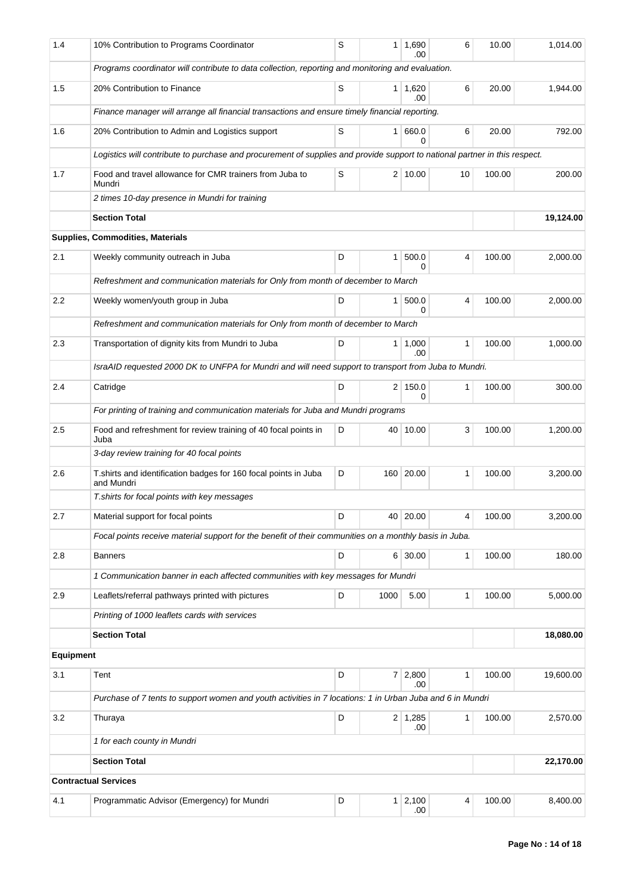| | | | | | | | |
|---|---|---|---|---|---|---|---|
| 1.4 | 10% Contribution to Programs Coordinator | S | 1 | 1,690.00 | 6 | 10.00 | 1,014.00 |
| | *Programs coordinator will contribute to data collection, reporting and monitoring and evaluation.* | | | | | | |
| 1.5 | 20% Contribution to Finance | S | 1 | 1,620.00 | 6 | 20.00 | 1,944.00 |
| | *Finance manager will arrange all financial transactions and ensure timely financial reporting.* | | | | | | |
| 1.6 | 20% Contribution to Admin and Logistics support | S | 1 | 660.00 | 6 | 20.00 | 792.00 |
| | *Logistics will contribute to purchase and procurement of supplies and provide support to national partner in this respect.* | | | | | | |
| 1.7 | Food and travel allowance for CMR trainers from Juba to Mundri | S | 2 | 10.00 | 10 | 100.00 | 200.00 |
| | *2 times 10-day presence in Mundri for training* | | | | | | |
| | **Section Total** | | | | | | **19,124.00** |
| **Supplies, Commodities, Materials** | | | | | | | |
| 2.1 | Weekly community outreach in Juba | D | 1 | 500.00 | 4 | 100.00 | 2,000.00 |
| | *Refreshment and communication materials for Only from month of december to March* | | | | | | |
| 2.2 | Weekly women/youth group in Juba | D | 1 | 500.00 | 4 | 100.00 | 2,000.00 |
| | *Refreshment and communication materials for Only from month of december to March* | | | | | | |
| 2.3 | Transportation of dignity kits from Mundri to Juba | D | 1 | 1,000.00 | 1 | 100.00 | 1,000.00 |
| | *IsraAID requested 2000 DK to UNFPA for Mundri and will need support to transport from Juba to Mundri.* | | | | | | |
| 2.4 | Catridge | D | 2 | 150.00 | 1 | 100.00 | 300.00 |
| | *For printing of training and communication materials for Juba and Mundri programs* | | | | | | |
| 2.5 | Food and refreshment for review training of 40 focal points in Juba | D | 40 | 10.00 | 3 | 100.00 | 1,200.00 |
| | *3-day review training for 40 focal points* | | | | | | |
| 2.6 | T.shirts and identification badges for 160 focal points in Juba and Mundri | D | 160 | 20.00 | 1 | 100.00 | 3,200.00 |
| | *T.shirts for focal points with key messages* | | | | | | |
| 2.7 | Material support for focal points | D | 40 | 20.00 | 4 | 100.00 | 3,200.00 |
| | *Focal points receive material support for the benefit of their communities on a monthly basis in Juba.* | | | | | | |
| 2.8 | Banners | D | 6 | 30.00 | 1 | 100.00 | 180.00 |
| | *1 Communication banner in each affected communities with key messages for Mundri* | | | | | | |
| 2.9 | Leaflets/referral pathways printed with pictures | D | 1000 | 5.00 | 1 | 100.00 | 5,000.00 |
| | *Printing of 1000 leaflets cards with services* | | | | | | |
| | **Section Total** | | | | | | **18,080.00** |
| **Equipment** | | | | | | | |
| 3.1 | Tent | D | 7 | 2,800.00 | 1 | 100.00 | 19,600.00 |
| | *Purchase of 7 tents to support women and youth activities in 7 locations: 1 in Urban Juba and 6 in Mundri* | | | | | | |
| 3.2 | Thuraya | D | 2 | 1,285.00 | 1 | 100.00 | 2,570.00 |
| | *1 for each county in Mundri* | | | | | | |
| | **Section Total** | | | | | | **22,170.00** |
| **Contractual Services** | | | | | | | |
| 4.1 | Programmatic Advisor (Emergency) for Mundri | D | 1 | 2,100.00 | 4 | 100.00 | 8,400.00 |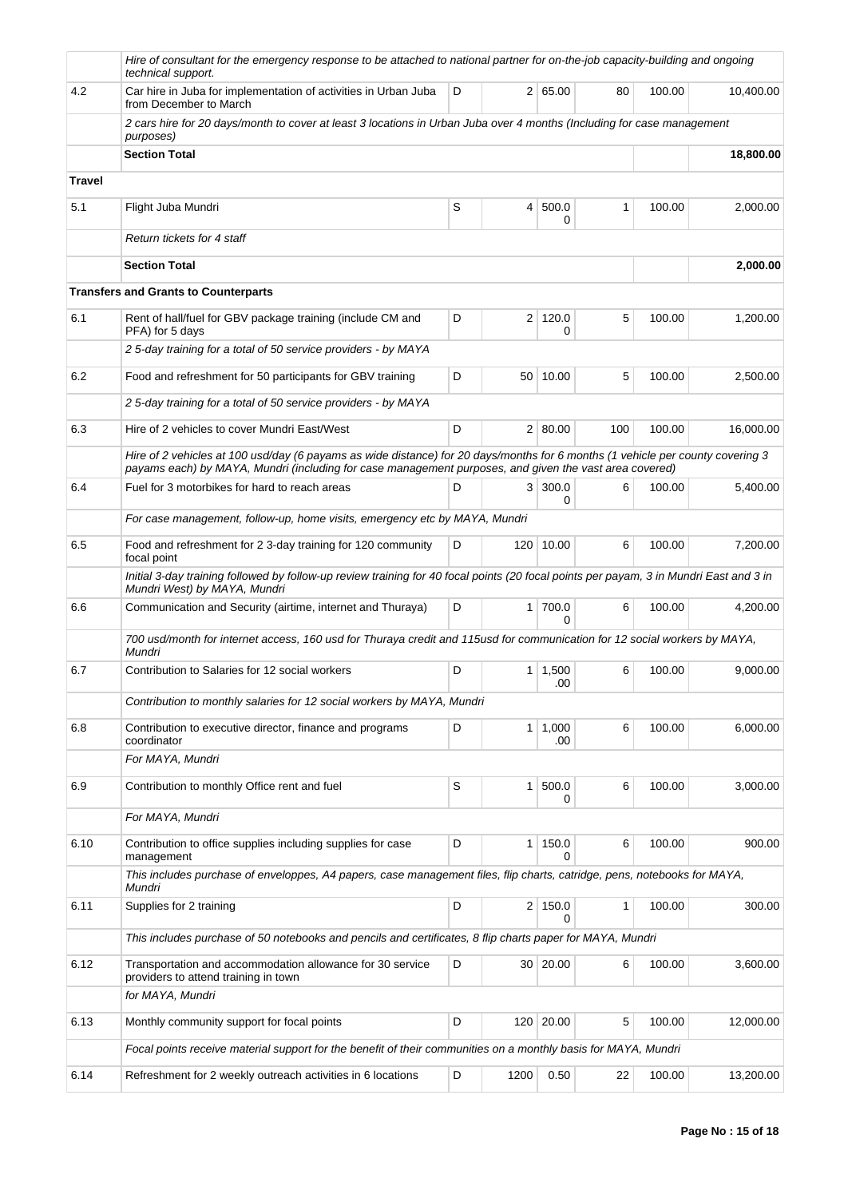| | | | | | | | |
|---|---|---|---|---|---|---|---|
| | *Hire of consultant for the emergency response to be attached to national partner for on-the-job capacity-building and ongoing technical support.* | | | | | | |
| 4.2 | Car hire in Juba for implementation of activities in Urban Juba from December to March | D | 2 | 65.00 | 80 | 100.00 | 10,400.00 |
| | *2 cars hire for 20 days/month to cover at least 3 locations in Urban Juba over 4 months (Including for case management purposes)* | | | | | | |
| | **Section Total** | | | | | | **18,800.00** |
| **Travel** | | | | | | | |
| 5.1 | Flight Juba Mundri | S | 4 | 500.00 | 1 | 100.00 | 2,000.00 |
| | *Return tickets for 4 staff* | | | | | | |
| | **Section Total** | | | | | | **2,000.00** |
| | **Transfers and Grants to Counterparts** | | | | | | |
| 6.1 | Rent of hall/fuel for GBV package training (include CM and PFA) for 5 days | D | 2 | 120.00 | 5 | 100.00 | 1,200.00 |
| | *2 5-day training for a total of 50 service providers - by MAYA* | | | | | | |
| 6.2 | Food and refreshment for 50 participants for GBV training | D | 50 | 10.00 | 5 | 100.00 | 2,500.00 |
| | *2 5-day training for a total of 50 service providers - by MAYA* | | | | | | |
| 6.3 | Hire of 2 vehicles to cover Mundri East/West | D | 2 | 80.00 | 100 | 100.00 | 16,000.00 |
| | *Hire of 2 vehicles at 100 usd/day (6 payams as wide distance) for 20 days/months for 6 months (1 vehicle per county covering 3 payams each) by MAYA, Mundri (including for case management purposes, and given the vast area covered)* | | | | | | |
| 6.4 | Fuel for 3 motorbikes for hard to reach areas | D | 3 | 300.00 | 6 | 100.00 | 5,400.00 |
| | *For case management, follow-up, home visits, emergency etc by MAYA, Mundri* | | | | | | |
| 6.5 | Food and refreshment for 2 3-day training for 120 community focal point | D | 120 | 10.00 | 6 | 100.00 | 7,200.00 |
| | *Initial 3-day training followed by follow-up review training for 40 focal points (20 focal points per payam, 3 in Mundri East and 3 in Mundri West) by MAYA, Mundri* | | | | | | |
| 6.6 | Communication and Security (airtime, internet and Thuraya) | D | 1 | 700.00 | 6 | 100.00 | 4,200.00 |
| | *700 usd/month for internet access, 160 usd for Thuraya credit and 115usd for communication for 12 social workers by MAYA, Mundri* | | | | | | |
| 6.7 | Contribution to Salaries for 12 social workers | D | 1 | 1,500.00 | 6 | 100.00 | 9,000.00 |
| | *Contribution to monthly salaries for 12 social workers by MAYA, Mundri* | | | | | | |
| 6.8 | Contribution to executive director, finance and programs coordinator | D | 1 | 1,000.00 | 6 | 100.00 | 6,000.00 |
| | *For MAYA, Mundri* | | | | | | |
| 6.9 | Contribution to monthly Office rent and fuel | S | 1 | 500.00 | 6 | 100.00 | 3,000.00 |
| | *For MAYA, Mundri* | | | | | | |
| 6.10 | Contribution to office supplies including supplies for case management | D | 1 | 150.00 | 6 | 100.00 | 900.00 |
| | *This includes purchase of enveloppes, A4 papers, case management files, flip charts, catridge, pens, notebooks for MAYA, Mundri* | | | | | | |
| 6.11 | Supplies for 2 training | D | 2 | 150.00 | 1 | 100.00 | 300.00 |
| | *This includes purchase of 50 notebooks and pencils and certificates, 8 flip charts paper for MAYA, Mundri* | | | | | | |
| 6.12 | Transportation and accommodation allowance for 30 service providers to attend training in town | D | 30 | 20.00 | 6 | 100.00 | 3,600.00 |
| | *for MAYA, Mundri* | | | | | | |
| 6.13 | Monthly community support for focal points | D | 120 | 20.00 | 5 | 100.00 | 12,000.00 |
| | *Focal points receive material support for the benefit of their communities on a monthly basis for MAYA, Mundri* | | | | | | |
| 6.14 | Refreshment for 2 weekly outreach activities in 6 locations | D | 1200 | 0.50 | 22 | 100.00 | 13,200.00 |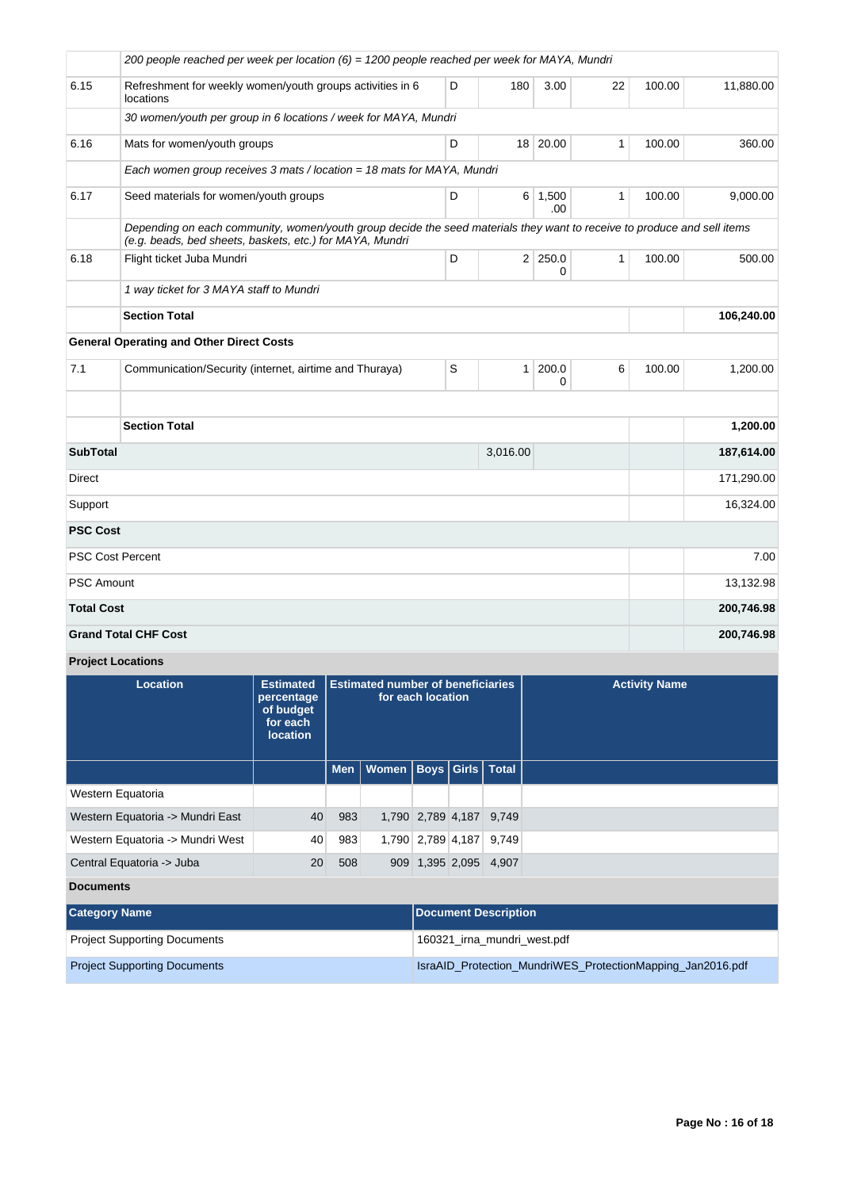| | | | | | | | |
|---|---|---|---|---|---|---|---|
| | *200 people reached per week per location (6) = 1200 people reached per week for MAYA, Mundri* | | | | | | |
| 6.15 | Refreshment for weekly women/youth groups activities in 6 locations | D | 180 | 3.00 | 22 | 100.00 | 11,880.00 |
| | *30 women/youth per group in 6 locations / week for MAYA, Mundri* | | | | | | |
| 6.16 | Mats for women/youth groups | D | 18 | 20.00 | 1 | 100.00 | 360.00 |
| | *Each women group receives 3 mats / location = 18 mats for MAYA, Mundri* | | | | | | |
| 6.17 | Seed materials for women/youth groups | D | 6 | 1,500.00 | 1 | 100.00 | 9,000.00 |
| | *Depending on each community, women/youth group decide the seed materials they want to receive to produce and sell items (e.g. beads, bed sheets, baskets, etc.) for MAYA, Mundri* | | | | | | |
| 6.18 | Flight ticket Juba Mundri | D | 2 | 250.00 | 1 | 100.00 | 500.00 |
| | *1 way ticket for 3 MAYA staff to Mundri* | | | | | | |
| | **Section Total** | | | | | | **106,240.00** |
| **General Operating and Other Direct Costs** | | | | | | | |
| 7.1 | Communication/Security (internet, airtime and Thuraya) | S | 1 | 200.00 | 6 | 100.00 | 1,200.00 |
| | | | | | | | |
| | **Section Total** | | | | | | **1,200.00** |
| **SubTotal** | | | 3,016.00 | | | | **187,614.00** |
| Direct | | | | | | | 171,290.00 |
| Support | | | | | | | 16,324.00 |
| **PSC Cost** | | | | | | | |
| PSC Cost Percent | | | | | | | 7.00 |
| PSC Amount | | | | | | | 13,132.98 |
| **Total Cost** | | | | | | | **200,746.98** |
| **Grand Total CHF Cost** | | | | | | | **200,746.98** |

**Project Locations**

| Location | Estimated percentage of budget for each location | Estimated number of beneficiaries for each location | | | | | Activity Name |
|---|---|---|---|---|---|---|---|
| | | Men | Women | Boys | Girls | Total | |
| Western Equatoria | | | | | | | |
| Western Equatoria -> Mundri East | 40 | 983 | 1,790 | 2,789 | 4,187 | 9,749 | |
| Western Equatoria -> Mundri West | 40 | 983 | 1,790 | 2,789 | 4,187 | 9,749 | |
| Central Equatoria -> Juba | 20 | 508 | 909 | 1,395 | 2,095 | 4,907 | |

**Documents**

| Category Name | Document Description |
|---|---|
| Project Supporting Documents | 160321_irna_mundri_west.pdf |
| Project Supporting Documents | IsraAID_Protection_MundriWES_ProtectionMapping_Jan2016.pdf |